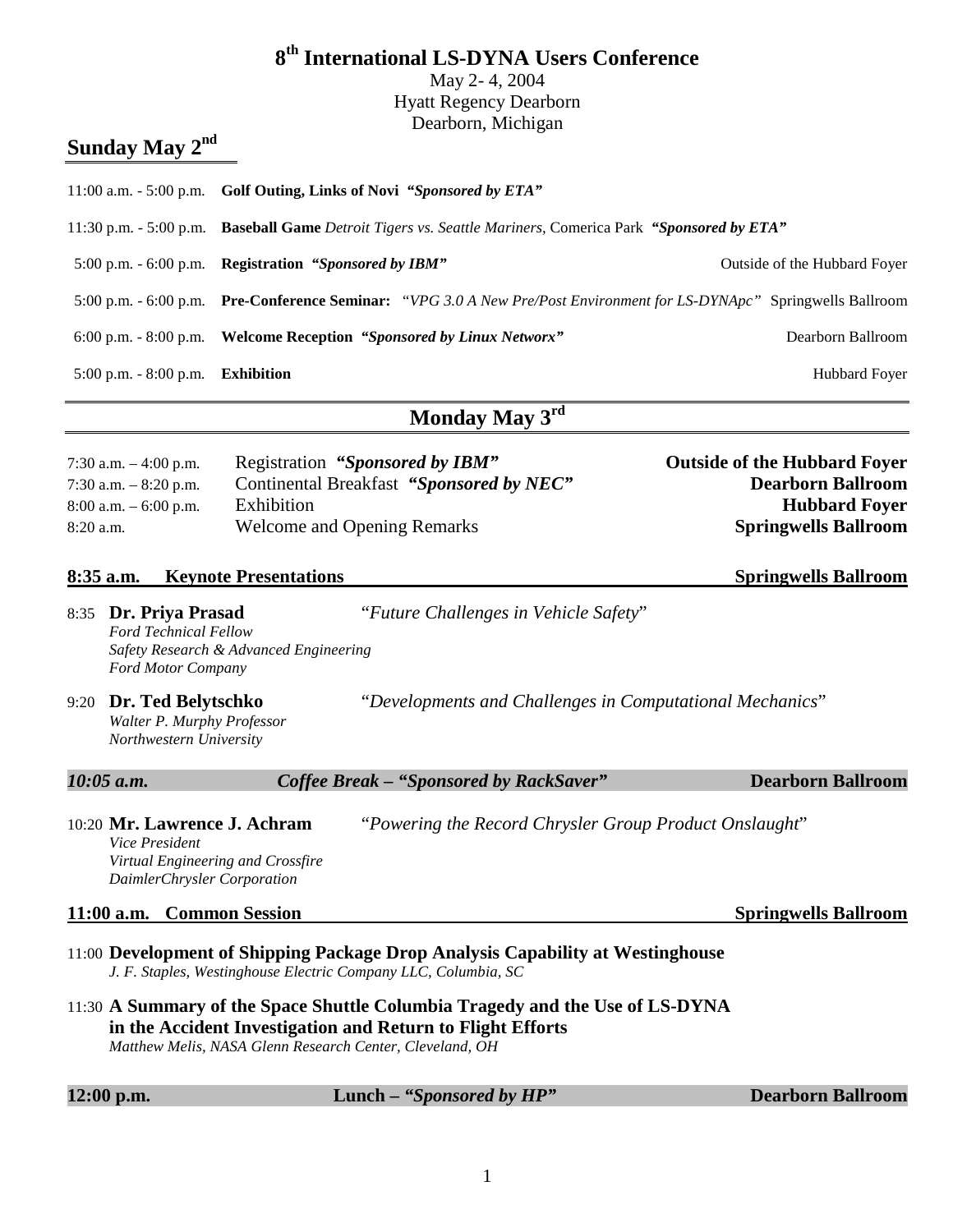# 8th International LS-DYNA Users Conference

May 2- 4, 2004
Hyatt Regency Dearborn
Dearborn, Michigan

## Sunday May 2nd

| Time | Event | Location |
|---|---|---|
| 11:00 a.m. - 5:00 p.m. | **Golf Outing, Links of Novi** ***"Sponsored by ETA"*** | |
| 11:30 p.m. - 5:00 p.m. | **Baseball Game** *Detroit Tigers vs. Seattle Mariners,* Comerica Park ***"Sponsored by ETA"*** | |
| 5:00 p.m. - 6:00 p.m. | **Registration** ***"Sponsored by IBM"*** | Outside of the Hubbard Foyer |
| 5:00 p.m. - 6:00 p.m. | **Pre-Conference Seminar:** "*VPG 3.0 A New Pre/Post Environment for LS-DYNApc*" | Springwells Ballroom |
| 6:00 p.m. - 8:00 p.m. | **Welcome Reception** ***"Sponsored by Linux Networx"*** | Dearborn Ballroom |
| 5:00 p.m. - 8:00 p.m. | **Exhibition** | Hubbard Foyer |

## Monday May 3rd

| Time | Event | Location |
|---|---|---|
| 7:30 a.m. – 4:00 p.m. | Registration ***"Sponsored by IBM"*** | **Outside of the Hubbard Foyer** |
| 7:30 a.m. – 8:20 p.m. | Continental Breakfast ***"Sponsored by NEC"*** | **Dearborn Ballroom** |
| 8:00 a.m. – 6:00 p.m. | Exhibition | **Hubbard Foyer** |
| 8:20 a.m. | Welcome and Opening Remarks | **Springwells Ballroom** |

### 8:35 a.m. Keynote Presentations — Springwells Ballroom

8:35 **Dr. Priya Prasad** — "*Future Challenges in Vehicle Safety*"
*Ford Technical Fellow*
*Safety Research & Advanced Engineering*
*Ford Motor Company*

9:20 **Dr. Ted Belytschko** — "*Developments and Challenges in Computational Mechanics*"
*Walter P. Murphy Professor*
*Northwestern University*

***10:05 a.m.*** ***Coffee Break – "Sponsored by RackSaver"*** — **Dearborn Ballroom**

10:20 **Mr. Lawrence J. Achram** — "*Powering the Record Chrysler Group Product Onslaught*"
*Vice President*
*Virtual Engineering and Crossfire*
*DaimlerChrysler Corporation*

### 11:00 a.m. Common Session — Springwells Ballroom

11:00 **Development of Shipping Package Drop Analysis Capability at Westinghouse**
*J. F. Staples, Westinghouse Electric Company LLC, Columbia, SC*

11:30 **A Summary of the Space Shuttle Columbia Tragedy and the Use of LS-DYNA in the Accident Investigation and Return to Flight Efforts**
*Matthew Melis, NASA Glenn Research Center, Cleveland, OH*

**12:00 p.m.** **Lunch – "*Sponsored by HP*"** — **Dearborn Ballroom**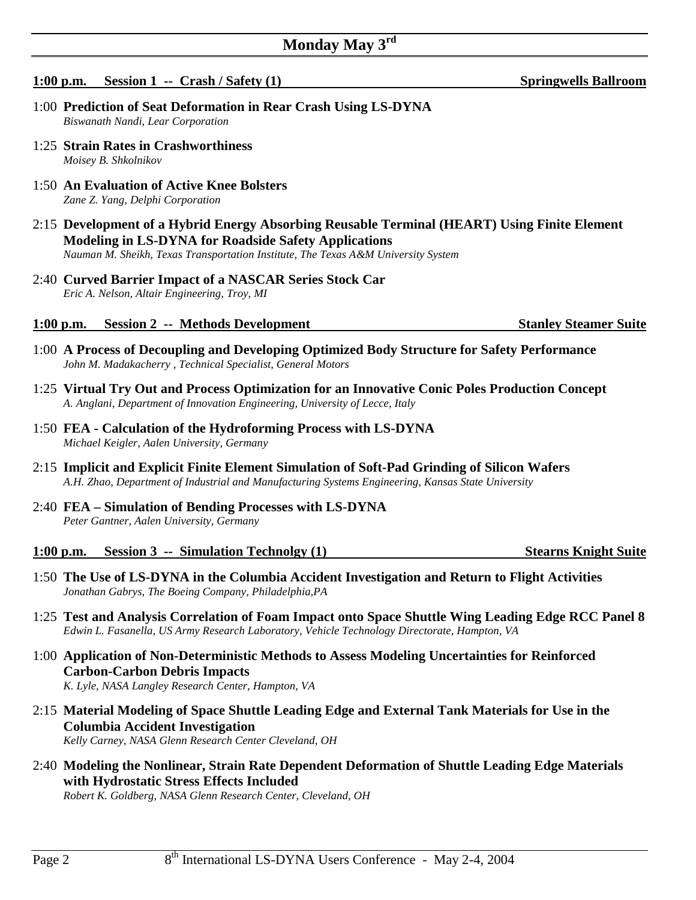# Monday May 3rd

## 1:00 p.m. Session 1 -- Crash / Safety (1) — Springwells Ballroom

1:00 **Prediction of Seat Deformation in Rear Crash Using LS-DYNA**
*Biswanath Nandi, Lear Corporation*

1:25 **Strain Rates in Crashworthiness**
*Moisey B. Shkolnikov*

1:50 **An Evaluation of Active Knee Bolsters**
*Zane Z. Yang, Delphi Corporation*

2:15 **Development of a Hybrid Energy Absorbing Reusable Terminal (HEART) Using Finite Element Modeling in LS-DYNA for Roadside Safety Applications**
*Nauman M. Sheikh, Texas Transportation Institute, The Texas A&M University System*

2:40 **Curved Barrier Impact of a NASCAR Series Stock Car**
*Eric A. Nelson, Altair Engineering, Troy, MI*

## 1:00 p.m. Session 2 -- Methods Development — Stanley Steamer Suite

1:00 **A Process of Decoupling and Developing Optimized Body Structure for Safety Performance**
*John M. Madakacherry , Technical Specialist, General Motors*

1:25 **Virtual Try Out and Process Optimization for an Innovative Conic Poles Production Concept**
*A. Anglani, Department of Innovation Engineering, University of Lecce, Italy*

1:50 **FEA - Calculation of the Hydroforming Process with LS-DYNA**
*Michael Keigler, Aalen University, Germany*

2:15 **Implicit and Explicit Finite Element Simulation of Soft-Pad Grinding of Silicon Wafers**
*A.H. Zhao, Department of Industrial and Manufacturing Systems Engineering, Kansas State University*

2:40 **FEA – Simulation of Bending Processes with LS-DYNA**
*Peter Gantner, Aalen University, Germany*

## 1:00 p.m. Session 3 -- Simulation Technolgy (1) — Stearns Knight Suite

1:50 **The Use of LS-DYNA in the Columbia Accident Investigation and Return to Flight Activities**
*Jonathan Gabrys, The Boeing Company, Philadelphia,PA*

1:25 **Test and Analysis Correlation of Foam Impact onto Space Shuttle Wing Leading Edge RCC Panel 8**
*Edwin L. Fasanella, US Army Research Laboratory, Vehicle Technology Directorate, Hampton, VA*

1:00 **Application of Non-Deterministic Methods to Assess Modeling Uncertainties for Reinforced Carbon-Carbon Debris Impacts**
*K. Lyle, NASA Langley Research Center, Hampton, VA*

2:15 **Material Modeling of Space Shuttle Leading Edge and External Tank Materials for Use in the Columbia Accident Investigation**
*Kelly Carney, NASA Glenn Research Center Cleveland, OH*

2:40 **Modeling the Nonlinear, Strain Rate Dependent Deformation of Shuttle Leading Edge Materials with Hydrostatic Stress Effects Included**
*Robert K. Goldberg, NASA Glenn Research Center, Cleveland, OH*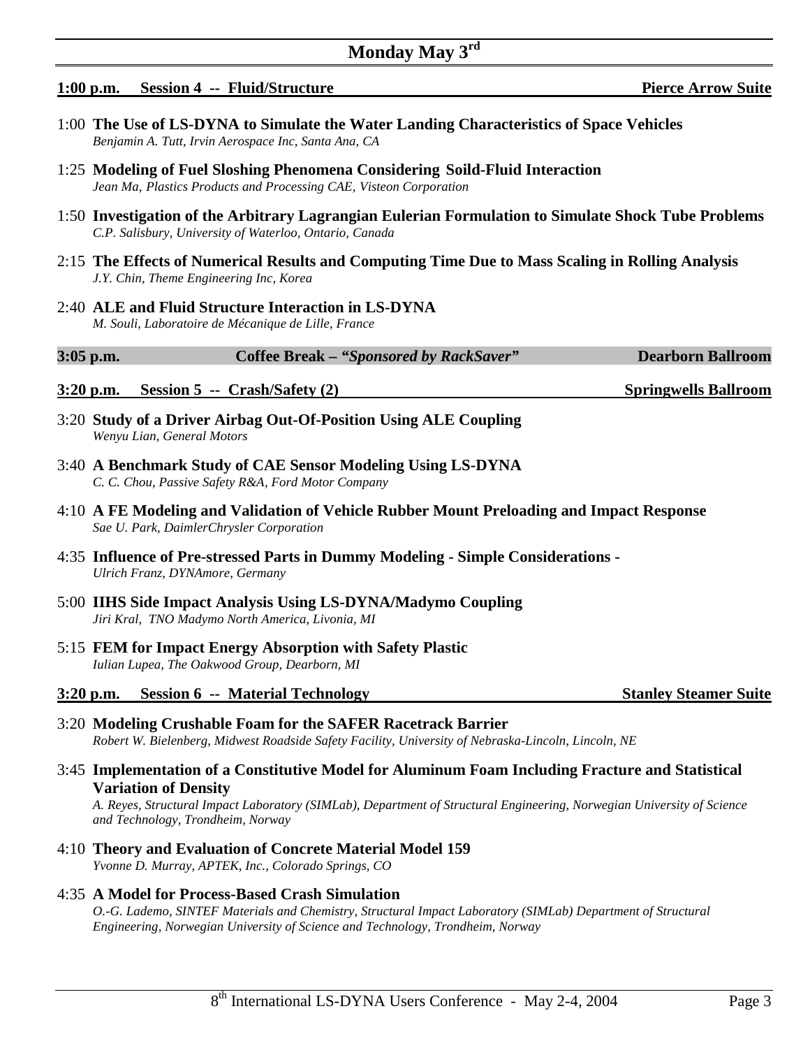# Monday May 3rd

## 1:00 p.m. Session 4 -- Fluid/Structure — Pierce Arrow Suite

1:00 **The Use of LS-DYNA to Simulate the Water Landing Characteristics of Space Vehicles**
*Benjamin A. Tutt, Irvin Aerospace Inc, Santa Ana, CA*

1:25 **Modeling of Fuel Sloshing Phenomena Considering Soild-Fluid Interaction**
*Jean Ma, Plastics Products and Processing CAE, Visteon Corporation*

1:50 **Investigation of the Arbitrary Lagrangian Eulerian Formulation to Simulate Shock Tube Problems**
*C.P. Salisbury, University of Waterloo, Ontario, Canada*

2:15 **The Effects of Numerical Results and Computing Time Due to Mass Scaling in Rolling Analysis**
*J.Y. Chin, Theme Engineering Inc, Korea*

2:40 **ALE and Fluid Structure Interaction in LS-DYNA**
*M. Souli, Laboratoire de Mécanique de Lille, France*

## 3:05 p.m. Coffee Break – *"Sponsored by RackSaver"* — Dearborn Ballroom

## 3:20 p.m. Session 5 -- Crash/Safety (2) — Springwells Ballroom

3:20 **Study of a Driver Airbag Out-Of-Position Using ALE Coupling**
*Wenyu Lian, General Motors*

3:40 **A Benchmark Study of CAE Sensor Modeling Using LS-DYNA**
*C. C. Chou, Passive Safety R&A, Ford Motor Company*

4:10 **A FE Modeling and Validation of Vehicle Rubber Mount Preloading and Impact Response**
*Sae U. Park, DaimlerChrysler Corporation*

4:35 **Influence of Pre-stressed Parts in Dummy Modeling - Simple Considerations -**
*Ulrich Franz, DYNAmore, Germany*

5:00 **IIHS Side Impact Analysis Using LS-DYNA/Madymo Coupling**
*Jiri Kral, TNO Madymo North America, Livonia, MI*

5:15 **FEM for Impact Energy Absorption with Safety Plastic**
*Iulian Lupea, The Oakwood Group, Dearborn, MI*

## 3:20 p.m. Session 6 -- Material Technology — Stanley Steamer Suite

3:20 **Modeling Crushable Foam for the SAFER Racetrack Barrier**
*Robert W. Bielenberg, Midwest Roadside Safety Facility, University of Nebraska-Lincoln, Lincoln, NE*

3:45 **Implementation of a Constitutive Model for Aluminum Foam Including Fracture and Statistical Variation of Density**
*A. Reyes, Structural Impact Laboratory (SIMLab), Department of Structural Engineering, Norwegian University of Science and Technology, Trondheim, Norway*

4:10 **Theory and Evaluation of Concrete Material Model 159**
*Yvonne D. Murray, APTEK, Inc., Colorado Springs, CO*

4:35 **A Model for Process-Based Crash Simulation**
*O.-G. Lademo, SINTEF Materials and Chemistry, Structural Impact Laboratory (SIMLab) Department of Structural Engineering, Norwegian University of Science and Technology, Trondheim, Norway*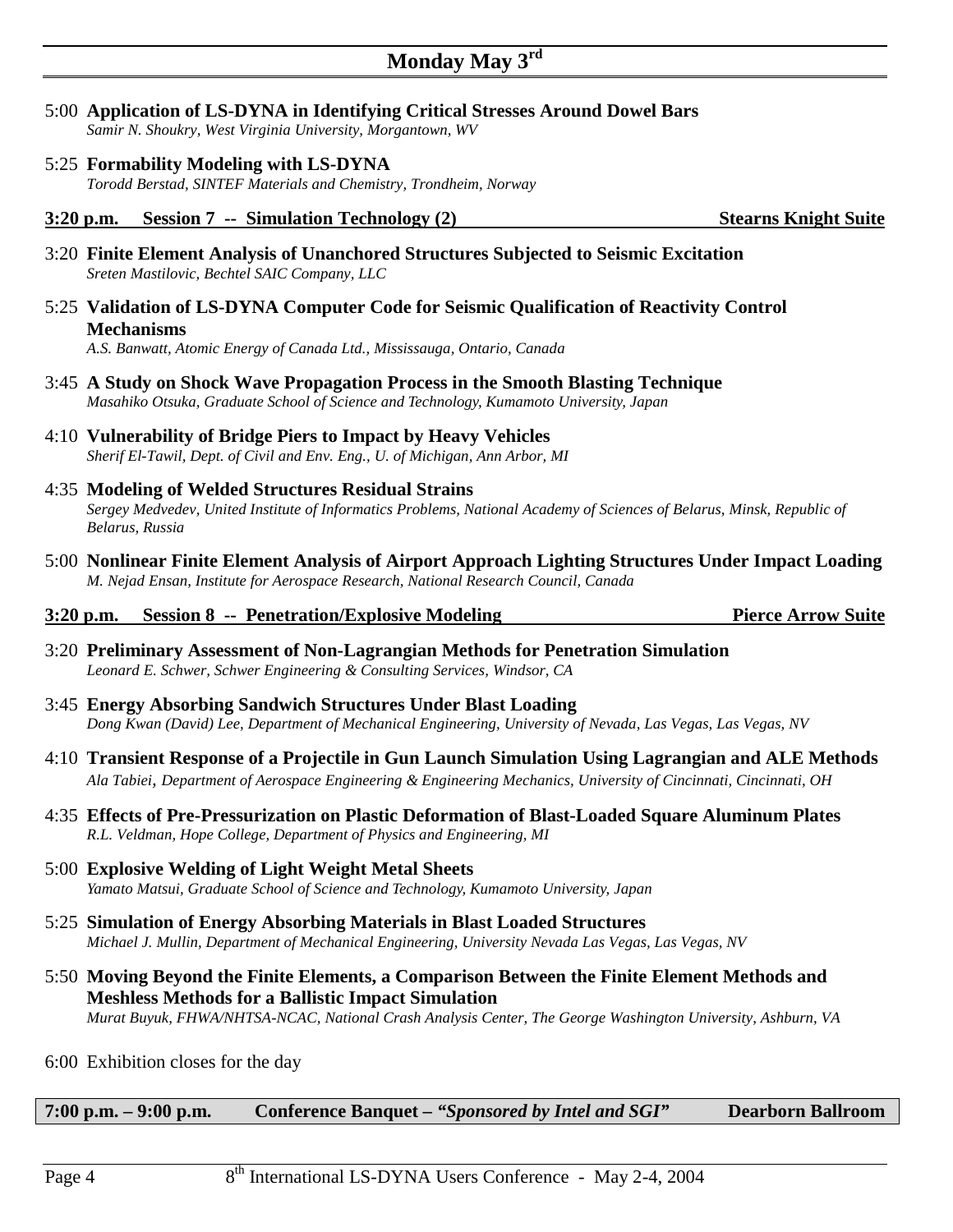# Monday May 3rd

5:00 **Application of LS-DYNA in Identifying Critical Stresses Around Dowel Bars**
*Samir N. Shoukry, West Virginia University, Morgantown, WV*

5:25 **Formability Modeling with LS-DYNA**
*Torodd Berstad, SINTEF Materials and Chemistry, Trondheim, Norway*

## 3:20 p.m. Session 7 -- Simulation Technology (2) — Stearns Knight Suite

3:20 **Finite Element Analysis of Unanchored Structures Subjected to Seismic Excitation**
*Sreten Mastilovic, Bechtel SAIC Company, LLC*

5:25 **Validation of LS-DYNA Computer Code for Seismic Qualification of Reactivity Control Mechanisms**
*A.S. Banwatt, Atomic Energy of Canada Ltd., Mississauga, Ontario, Canada*

3:45 **A Study on Shock Wave Propagation Process in the Smooth Blasting Technique**
*Masahiko Otsuka, Graduate School of Science and Technology, Kumamoto University, Japan*

4:10 **Vulnerability of Bridge Piers to Impact by Heavy Vehicles**
*Sherif El-Tawil, Dept. of Civil and Env. Eng., U. of Michigan, Ann Arbor, MI*

4:35 **Modeling of Welded Structures Residual Strains**
*Sergey Medvedev, United Institute of Informatics Problems, National Academy of Sciences of Belarus, Minsk, Republic of Belarus, Russia*

5:00 **Nonlinear Finite Element Analysis of Airport Approach Lighting Structures Under Impact Loading**
*M. Nejad Ensan, Institute for Aerospace Research, National Research Council, Canada*

## 3:20 p.m. Session 8 -- Penetration/Explosive Modeling — Pierce Arrow Suite

3:20 **Preliminary Assessment of Non-Lagrangian Methods for Penetration Simulation**
*Leonard E. Schwer, Schwer Engineering & Consulting Services, Windsor, CA*

3:45 **Energy Absorbing Sandwich Structures Under Blast Loading**
*Dong Kwan (David) Lee, Department of Mechanical Engineering, University of Nevada, Las Vegas, Las Vegas, NV*

4:10 **Transient Response of a Projectile in Gun Launch Simulation Using Lagrangian and ALE Methods**
*Ala Tabiei, Department of Aerospace Engineering & Engineering Mechanics, University of Cincinnati, Cincinnati, OH*

4:35 **Effects of Pre-Pressurization on Plastic Deformation of Blast-Loaded Square Aluminum Plates**
*R.L. Veldman, Hope College, Department of Physics and Engineering, MI*

5:00 **Explosive Welding of Light Weight Metal Sheets**
*Yamato Matsui, Graduate School of Science and Technology, Kumamoto University, Japan*

5:25 **Simulation of Energy Absorbing Materials in Blast Loaded Structures**
*Michael J. Mullin, Department of Mechanical Engineering, University Nevada Las Vegas, Las Vegas, NV*

5:50 **Moving Beyond the Finite Elements, a Comparison Between the Finite Element Methods and Meshless Methods for a Ballistic Impact Simulation**
*Murat Buyuk, FHWA/NHTSA-NCAC, National Crash Analysis Center, The George Washington University, Ashburn, VA*

6:00 Exhibition closes for the day

**7:00 p.m. – 9:00 p.m. Conference Banquet – *"Sponsored by Intel and SGI"* Dearborn Ballroom**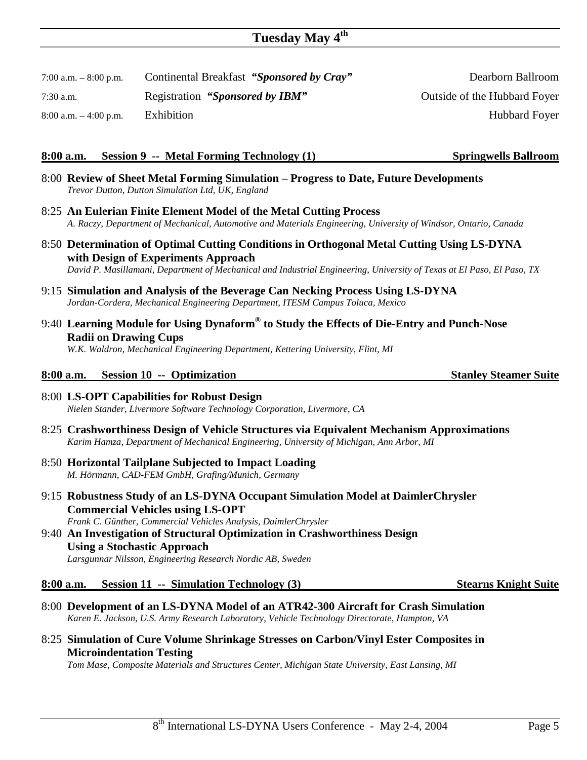# Tuesday May 4th

| | | |
|---|---|---|
| 7:00 a.m. – 8:00 p.m. | Continental Breakfast ***"Sponsored by Cray"*** | Dearborn Ballroom |
| 7:30 a.m. | Registration ***"Sponsored by IBM"*** | Outside of the Hubbard Foyer |
| 8:00 a.m. – 4:00 p.m. | Exhibition | Hubbard Foyer |

## 8:00 a.m. Session 9 -- Metal Forming Technology (1) — Springwells Ballroom

8:00 **Review of Sheet Metal Forming Simulation – Progress to Date, Future Developments**
*Trevor Dutton, Dutton Simulation Ltd, UK, England*

8:25 **An Eulerian Finite Element Model of the Metal Cutting Process**
*A. Raczy, Department of Mechanical, Automotive and Materials Engineering, University of Windsor, Ontario, Canada*

8:50 **Determination of Optimal Cutting Conditions in Orthogonal Metal Cutting Using LS-DYNA with Design of Experiments Approach**
*David P. Masillamani, Department of Mechanical and Industrial Engineering, University of Texas at El Paso, El Paso, TX*

9:15 **Simulation and Analysis of the Beverage Can Necking Process Using LS-DYNA**
*Jordan-Cordera, Mechanical Engineering Department, ITESM Campus Toluca, Mexico*

9:40 **Learning Module for Using Dynaform® to Study the Effects of Die-Entry and Punch-Nose Radii on Drawing Cups**
*W.K. Waldron, Mechanical Engineering Department, Kettering University, Flint, MI*

## 8:00 a.m. Session 10 -- Optimization — Stanley Steamer Suite

8:00 **LS-OPT Capabilities for Robust Design**
*Nielen Stander, Livermore Software Technology Corporation, Livermore, CA*

8:25 **Crashworthiness Design of Vehicle Structures via Equivalent Mechanism Approximations**
*Karim Hamza, Department of Mechanical Engineering, University of Michigan, Ann Arbor, MI*

8:50 **Horizontal Tailplane Subjected to Impact Loading**
*M. Hörmann, CAD-FEM GmbH, Grafing/Munich, Germany*

9:15 **Robustness Study of an LS-DYNA Occupant Simulation Model at DaimlerChrysler Commercial Vehicles using LS-OPT**
*Frank C. Günther, Commercial Vehicles Analysis, DaimlerChrysler*

9:40 **An Investigation of Structural Optimization in Crashworthiness Design Using a Stochastic Approach**
*Larsgunnar Nilsson, Engineering Research Nordic AB, Sweden*

## 8:00 a.m. Session 11 -- Simulation Technology (3) — Stearns Knight Suite

8:00 **Development of an LS-DYNA Model of an ATR42-300 Aircraft for Crash Simulation**
*Karen E. Jackson, U.S. Army Research Laboratory, Vehicle Technology Directorate, Hampton, VA*

8:25 **Simulation of Cure Volume Shrinkage Stresses on Carbon/Vinyl Ester Composites in Microindentation Testing**
*Tom Mase, Composite Materials and Structures Center, Michigan State University, East Lansing, MI*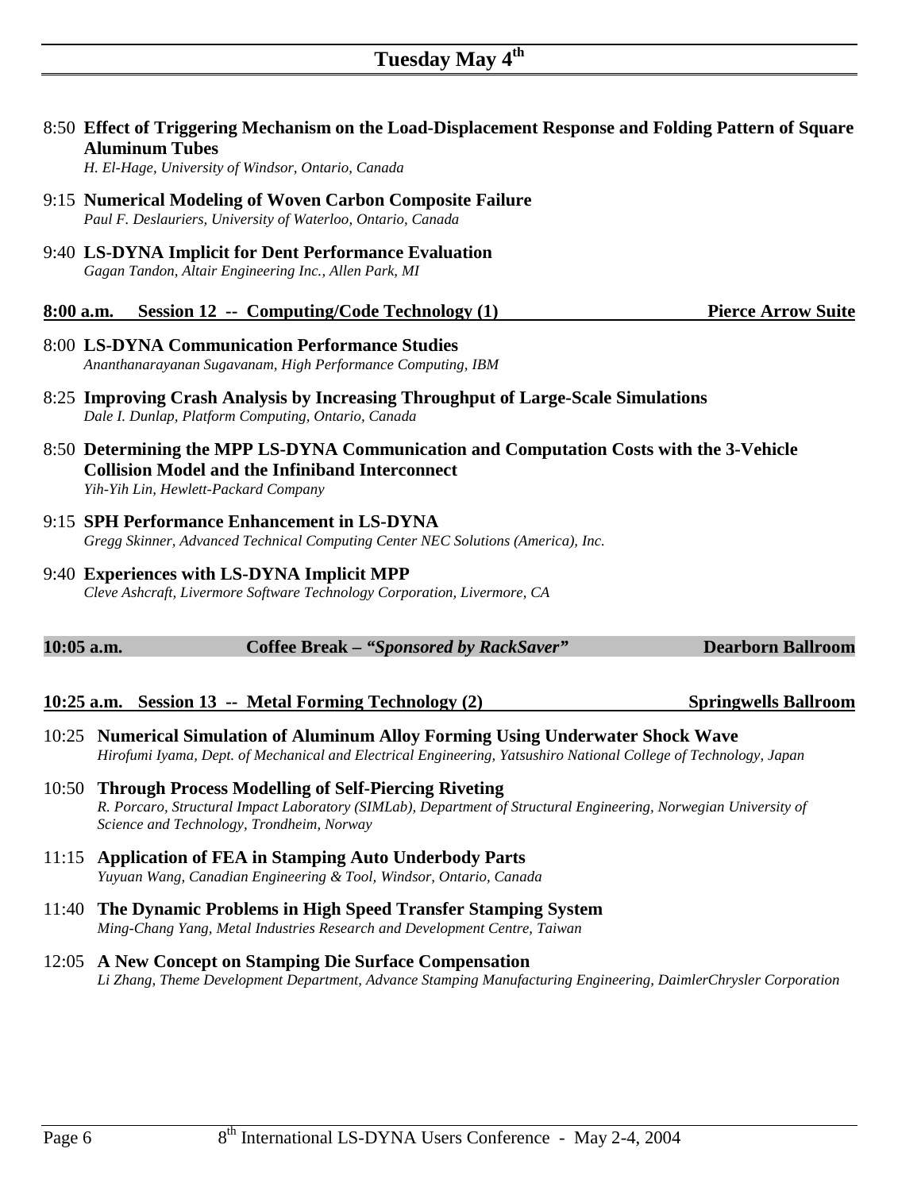# Tuesday May 4th

8:50 **Effect of Triggering Mechanism on the Load-Displacement Response and Folding Pattern of Square Aluminum Tubes**
*H. El-Hage, University of Windsor, Ontario, Canada*

9:15 **Numerical Modeling of Woven Carbon Composite Failure**
*Paul F. Deslauriers, University of Waterloo, Ontario, Canada*

9:40 **LS-DYNA Implicit for Dent Performance Evaluation**
*Gagan Tandon, Altair Engineering Inc., Allen Park, MI*

## 8:00 a.m. Session 12 -- Computing/Code Technology (1) — Pierce Arrow Suite

8:00 **LS-DYNA Communication Performance Studies**
*Ananthanarayanan Sugavanam, High Performance Computing, IBM*

8:25 **Improving Crash Analysis by Increasing Throughput of Large-Scale Simulations**
*Dale I. Dunlap, Platform Computing, Ontario, Canada*

8:50 **Determining the MPP LS-DYNA Communication and Computation Costs with the 3-Vehicle Collision Model and the Infiniband Interconnect**
*Yih-Yih Lin, Hewlett-Packard Company*

9:15 **SPH Performance Enhancement in LS-DYNA**
*Gregg Skinner, Advanced Technical Computing Center NEC Solutions (America), Inc.*

9:40 **Experiences with LS-DYNA Implicit MPP**
*Cleve Ashcraft, Livermore Software Technology Corporation, Livermore, CA*

## 10:05 a.m. Coffee Break – *"Sponsored by RackSaver"* — Dearborn Ballroom

## 10:25 a.m. Session 13 -- Metal Forming Technology (2) — Springwells Ballroom

10:25 **Numerical Simulation of Aluminum Alloy Forming Using Underwater Shock Wave**
*Hirofumi Iyama, Dept. of Mechanical and Electrical Engineering, Yatsushiro National College of Technology, Japan*

10:50 **Through Process Modelling of Self-Piercing Riveting**
*R. Porcaro, Structural Impact Laboratory (SIMLab), Department of Structural Engineering, Norwegian University of Science and Technology, Trondheim, Norway*

11:15 **Application of FEA in Stamping Auto Underbody Parts**
*Yuyuan Wang, Canadian Engineering & Tool, Windsor, Ontario, Canada*

11:40 **The Dynamic Problems in High Speed Transfer Stamping System**
*Ming-Chang Yang, Metal Industries Research and Development Centre, Taiwan*

12:05 **A New Concept on Stamping Die Surface Compensation**
*Li Zhang, Theme Development Department, Advance Stamping Manufacturing Engineering, DaimlerChrysler Corporation*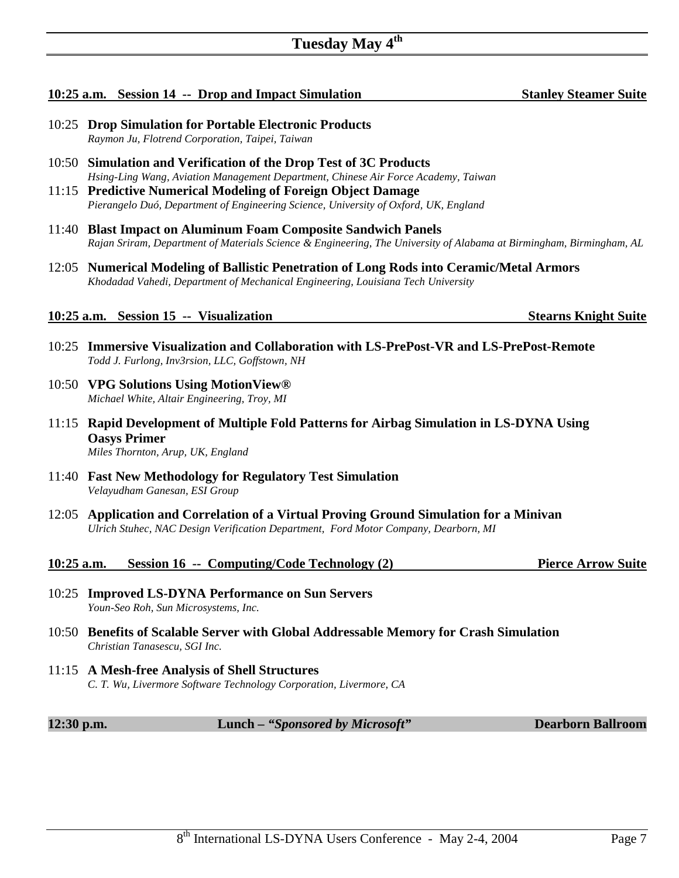# Tuesday May 4th

**10:25 a.m. Session 14 -- Drop and Impact Simulation** — **Stanley Steamer Suite**

10:25 **Drop Simulation for Portable Electronic Products**
*Raymon Ju, Flotrend Corporation, Taipei, Taiwan*

10:50 **Simulation and Verification of the Drop Test of 3C Products**
*Hsing-Ling Wang, Aviation Management Department, Chinese Air Force Academy, Taiwan*

11:15 **Predictive Numerical Modeling of Foreign Object Damage**
*Pierangelo Duó, Department of Engineering Science, University of Oxford, UK, England*

11:40 **Blast Impact on Aluminum Foam Composite Sandwich Panels**
*Rajan Sriram, Department of Materials Science & Engineering, The University of Alabama at Birmingham, Birmingham, AL*

12:05 **Numerical Modeling of Ballistic Penetration of Long Rods into Ceramic/Metal Armors**
*Khodadad Vahedi, Department of Mechanical Engineering, Louisiana Tech University*

**10:25 a.m. Session 15 -- Visualization** — **Stearns Knight Suite**

10:25 **Immersive Visualization and Collaboration with LS-PrePost-VR and LS-PrePost-Remote**
*Todd J. Furlong, Inv3rsion, LLC, Goffstown, NH*

10:50 **VPG Solutions Using MotionView®**
*Michael White, Altair Engineering, Troy, MI*

11:15 **Rapid Development of Multiple Fold Patterns for Airbag Simulation in LS-DYNA Using Oasys Primer**
*Miles Thornton, Arup, UK, England*

11:40 **Fast New Methodology for Regulatory Test Simulation**
*Velayudham Ganesan, ESI Group*

12:05 **Application and Correlation of a Virtual Proving Ground Simulation for a Minivan**
*Ulrich Stuhec, NAC Design Verification Department, Ford Motor Company, Dearborn, MI*

**10:25 a.m. Session 16 -- Computing/Code Technology (2)** — **Pierce Arrow Suite**

10:25 **Improved LS-DYNA Performance on Sun Servers**
*Youn-Seo Roh, Sun Microsystems, Inc.*

10:50 **Benefits of Scalable Server with Global Addressable Memory for Crash Simulation**
*Christian Tanasescu, SGI Inc.*

11:15 **A Mesh-free Analysis of Shell Structures**
*C. T. Wu, Livermore Software Technology Corporation, Livermore, CA*

**12:30 p.m.** — **Lunch – "*Sponsored by Microsoft*"** — **Dearborn Ballroom**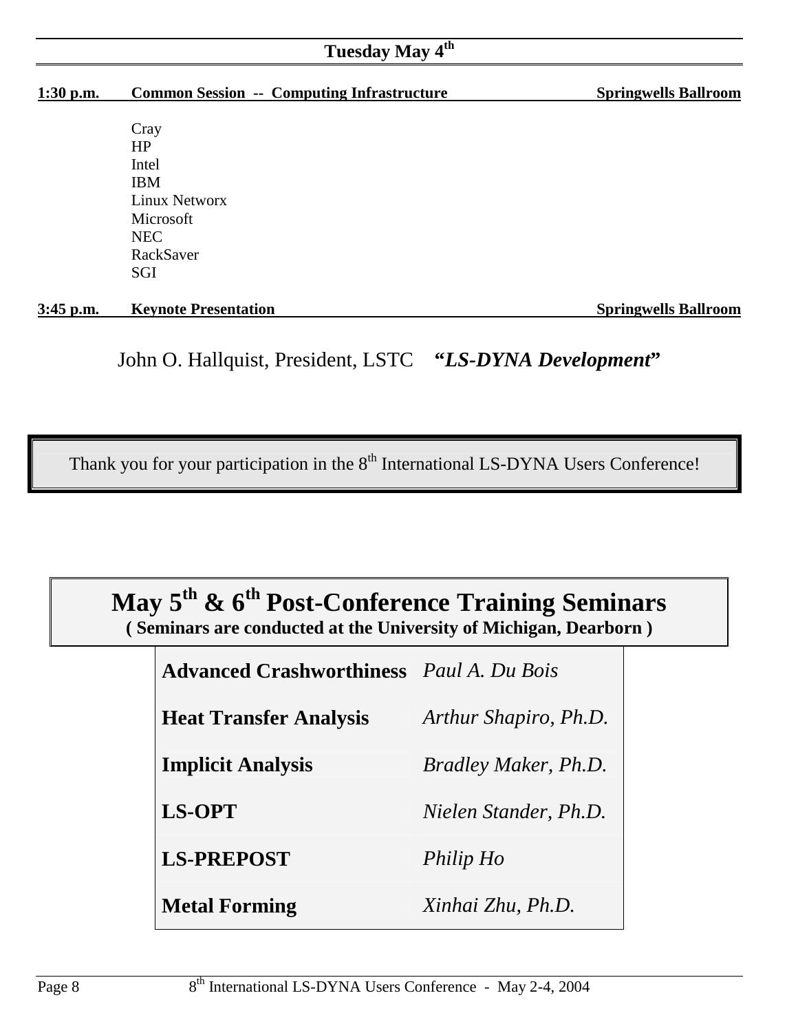## Tuesday May 4th

**1:30 p.m.** **Common Session -- Computing Infrastructure** **Springwells Ballroom**

Cray
HP
Intel
IBM
Linux Networx
Microsoft
NEC
RackSaver
SGI

**3:45 p.m.** **Keynote Presentation** **Springwells Ballroom**

John O. Hallquist, President, LSTC ***"LS-DYNA Development"***

Thank you for your participation in the 8th International LS-DYNA Users Conference!

# May 5th & 6th Post-Conference Training Seminars

**( Seminars are conducted at the University of Michigan, Dearborn )**

| | |
|---|---|
| **Advanced Crashworthiness** | *Paul A. Du Bois* |
| **Heat Transfer Analysis** | *Arthur Shapiro, Ph.D.* |
| **Implicit Analysis** | *Bradley Maker, Ph.D.* |
| **LS-OPT** | *Nielen Stander, Ph.D.* |
| **LS-PREPOST** | *Philip Ho* |
| **Metal Forming** | *Xinhai Zhu, Ph.D.* |